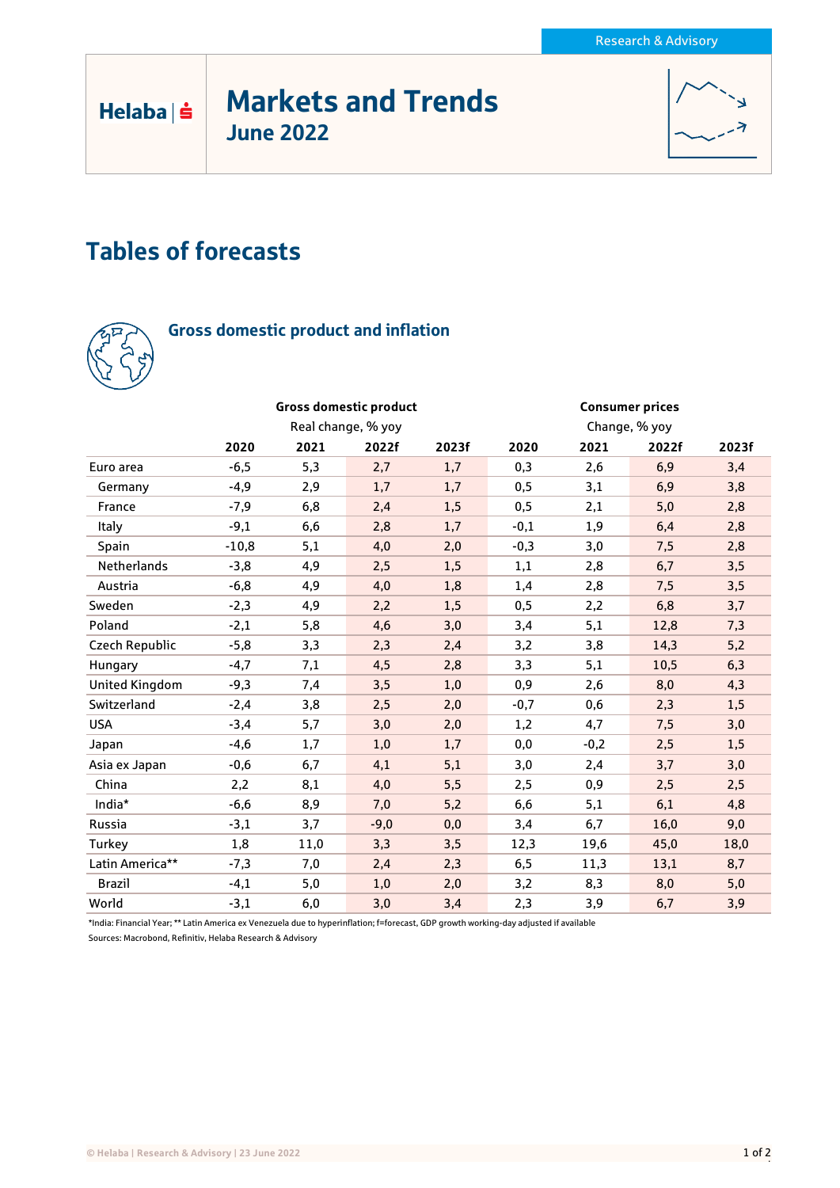Research & Advisory

Helaba

# Markets and Trends

## June 2022

## Tables of forecasts

### Gross domestic product and inflation

| | Gross domestic product | | | | Consumer prices | | | |
|---|---|---|---|---|---|---|---|---|
| | Real change, % yoy | | | | Change, % yoy | | | |
| | 2020 | 2021 | 2022f | 2023f | 2020 | 2021 | 2022f | 2023f |
| Euro area | -6,5 | 5,3 | 2,7 | 1,7 | 0,3 | 2,6 | 6,9 | 3,4 |
| Germany | -4,9 | 2,9 | 1,7 | 1,7 | 0,5 | 3,1 | 6,9 | 3,8 |
| France | -7,9 | 6,8 | 2,4 | 1,5 | 0,5 | 2,1 | 5,0 | 2,8 |
| Italy | -9,1 | 6,6 | 2,8 | 1,7 | -0,1 | 1,9 | 6,4 | 2,8 |
| Spain | -10,8 | 5,1 | 4,0 | 2,0 | -0,3 | 3,0 | 7,5 | 2,8 |
| Netherlands | -3,8 | 4,9 | 2,5 | 1,5 | 1,1 | 2,8 | 6,7 | 3,5 |
| Austria | -6,8 | 4,9 | 4,0 | 1,8 | 1,4 | 2,8 | 7,5 | 3,5 |
| Sweden | -2,3 | 4,9 | 2,2 | 1,5 | 0,5 | 2,2 | 6,8 | 3,7 |
| Poland | -2,1 | 5,8 | 4,6 | 3,0 | 3,4 | 5,1 | 12,8 | 7,3 |
| Czech Republic | -5,8 | 3,3 | 2,3 | 2,4 | 3,2 | 3,8 | 14,3 | 5,2 |
| Hungary | -4,7 | 7,1 | 4,5 | 2,8 | 3,3 | 5,1 | 10,5 | 6,3 |
| United Kingdom | -9,3 | 7,4 | 3,5 | 1,0 | 0,9 | 2,6 | 8,0 | 4,3 |
| Switzerland | -2,4 | 3,8 | 2,5 | 2,0 | -0,7 | 0,6 | 2,3 | 1,5 |
| USA | -3,4 | 5,7 | 3,0 | 2,0 | 1,2 | 4,7 | 7,5 | 3,0 |
| Japan | -4,6 | 1,7 | 1,0 | 1,7 | 0,0 | -0,2 | 2,5 | 1,5 |
| Asia ex Japan | -0,6 | 6,7 | 4,1 | 5,1 | 3,0 | 2,4 | 3,7 | 3,0 |
| China | 2,2 | 8,1 | 4,0 | 5,5 | 2,5 | 0,9 | 2,5 | 2,5 |
| India* | -6,6 | 8,9 | 7,0 | 5,2 | 6,6 | 5,1 | 6,1 | 4,8 |
| Russia | -3,1 | 3,7 | -9,0 | 0,0 | 3,4 | 6,7 | 16,0 | 9,0 |
| Turkey | 1,8 | 11,0 | 3,3 | 3,5 | 12,3 | 19,6 | 45,0 | 18,0 |
| Latin America** | -7,3 | 7,0 | 2,4 | 2,3 | 6,5 | 11,3 | 13,1 | 8,7 |
| Brazil | -4,1 | 5,0 | 1,0 | 2,0 | 3,2 | 8,3 | 8,0 | 5,0 |
| World | -3,1 | 6,0 | 3,0 | 3,4 | 2,3 | 3,9 | 6,7 | 3,9 |

*India: Financial Year; ** Latin America ex Venezuela due to hyperinflation; f=forecast, GDP growth working-day adjusted if available

Sources: Macrobond, Refinitiv, Helaba Research & Advisory

© Helaba | Research & Advisory | 23 June 2022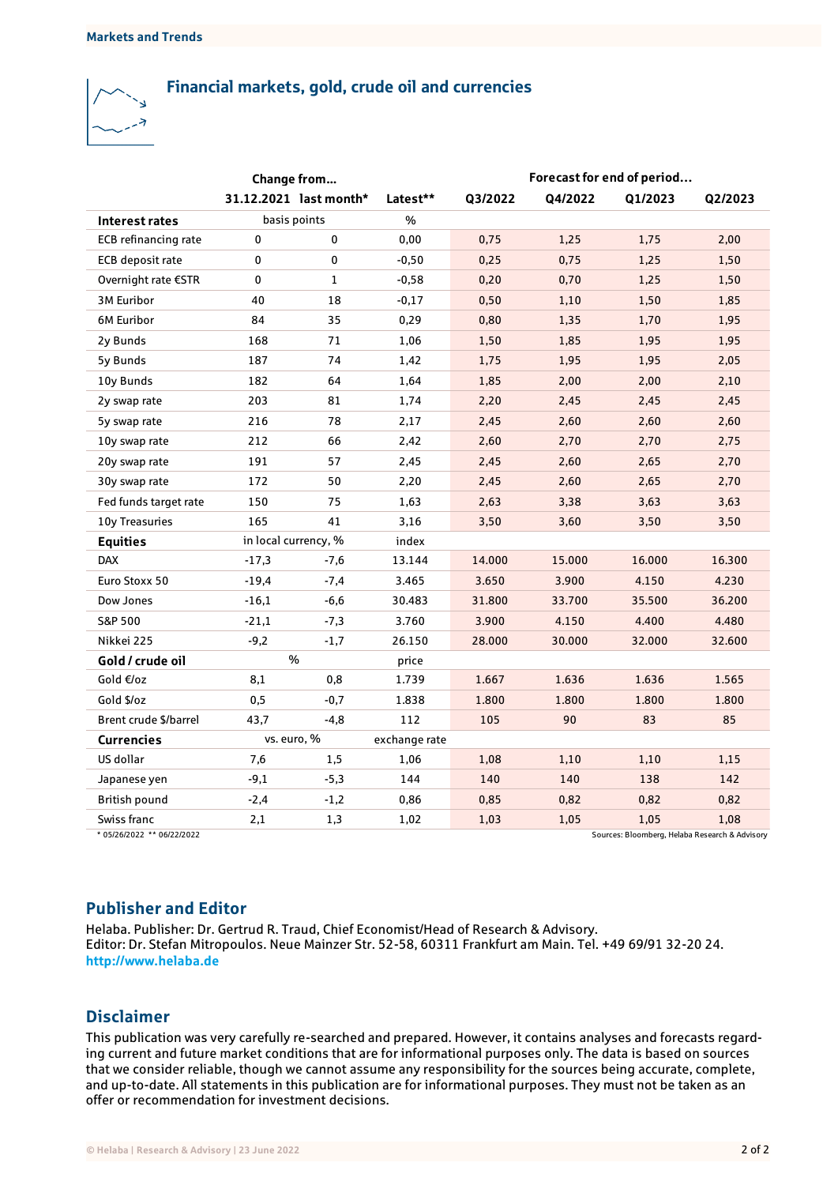## Financial markets, gold, crude oil and currencies

| | Change from... | | | Forecast for end of period... | | | |
|---|---|---|---|---|---|---|---|
| | 31.12.2021 | last month* | Latest** | Q3/2022 | Q4/2022 | Q1/2023 | Q2/2023 |
| **Interest rates** | basis points | | % | | | | |
| ECB refinancing rate | 0 | 0 | 0,00 | 0,75 | 1,25 | 1,75 | 2,00 |
| ECB deposit rate | 0 | 0 | -0,50 | 0,25 | 0,75 | 1,25 | 1,50 |
| Overnight rate €STR | 0 | 1 | -0,58 | 0,20 | 0,70 | 1,25 | 1,50 |
| 3M Euribor | 40 | 18 | -0,17 | 0,50 | 1,10 | 1,50 | 1,85 |
| 6M Euribor | 84 | 35 | 0,29 | 0,80 | 1,35 | 1,70 | 1,95 |
| 2y Bunds | 168 | 71 | 1,06 | 1,50 | 1,85 | 1,95 | 1,95 |
| 5y Bunds | 187 | 74 | 1,42 | 1,75 | 1,95 | 1,95 | 2,05 |
| 10y Bunds | 182 | 64 | 1,64 | 1,85 | 2,00 | 2,00 | 2,10 |
| 2y swap rate | 203 | 81 | 1,74 | 2,20 | 2,45 | 2,45 | 2,45 |
| 5y swap rate | 216 | 78 | 2,17 | 2,45 | 2,60 | 2,60 | 2,60 |
| 10y swap rate | 212 | 66 | 2,42 | 2,60 | 2,70 | 2,70 | 2,75 |
| 20y swap rate | 191 | 57 | 2,45 | 2,45 | 2,60 | 2,65 | 2,70 |
| 30y swap rate | 172 | 50 | 2,20 | 2,45 | 2,60 | 2,65 | 2,70 |
| Fed funds target rate | 150 | 75 | 1,63 | 2,63 | 3,38 | 3,63 | 3,63 |
| 10y Treasuries | 165 | 41 | 3,16 | 3,50 | 3,60 | 3,50 | 3,50 |
| **Equities** | in local currency, % | | index | | | | |
| DAX | -17,3 | -7,6 | 13.144 | 14.000 | 15.000 | 16.000 | 16.300 |
| Euro Stoxx 50 | -19,4 | -7,4 | 3.465 | 3.650 | 3.900 | 4.150 | 4.230 |
| Dow Jones | -16,1 | -6,6 | 30.483 | 31.800 | 33.700 | 35.500 | 36.200 |
| S&P 500 | -21,1 | -7,3 | 3.760 | 3.900 | 4.150 | 4.400 | 4.480 |
| Nikkei 225 | -9,2 | -1,7 | 26.150 | 28.000 | 30.000 | 32.000 | 32.600 |
| **Gold / crude oil** | % | | price | | | | |
| Gold €/oz | 8,1 | 0,8 | 1.739 | 1.667 | 1.636 | 1.636 | 1.565 |
| Gold $/oz | 0,5 | -0,7 | 1.838 | 1.800 | 1.800 | 1.800 | 1.800 |
| Brent crude $/barrel | 43,7 | -4,8 | 112 | 105 | 90 | 83 | 85 |
| **Currencies** | vs. euro, % | | exchange rate | | | | |
| US dollar | 7,6 | 1,5 | 1,06 | 1,08 | 1,10 | 1,10 | 1,15 |
| Japanese yen | -9,1 | -5,3 | 144 | 140 | 140 | 138 | 142 |
| British pound | -2,4 | -1,2 | 0,86 | 0,85 | 0,82 | 0,82 | 0,82 |
| Swiss franc | 2,1 | 1,3 | 1,02 | 1,03 | 1,05 | 1,05 | 1,08 |

* 05/26/2022 ** 06/22/2022

Sources: Bloomberg, Helaba Research & Advisory

## Publisher and Editor

Helaba. Publisher: Dr. Gertrud R. Traud, Chief Economist/Head of Research & Advisory.
Editor: Dr. Stefan Mitropoulos. Neue Mainzer Str. 52-58, 60311 Frankfurt am Main. Tel. +49 69/91 32-20 24.
http://www.helaba.de

## Disclaimer

This publication was very carefully re-searched and prepared. However, it contains analyses and forecasts regarding current and future market conditions that are for informational purposes only. The data is based on sources that we consider reliable, though we cannot assume any responsibility for the sources being accurate, complete, and up-to-date. All statements in this publication are for informational purposes. They must not be taken as an offer or recommendation for investment decisions.